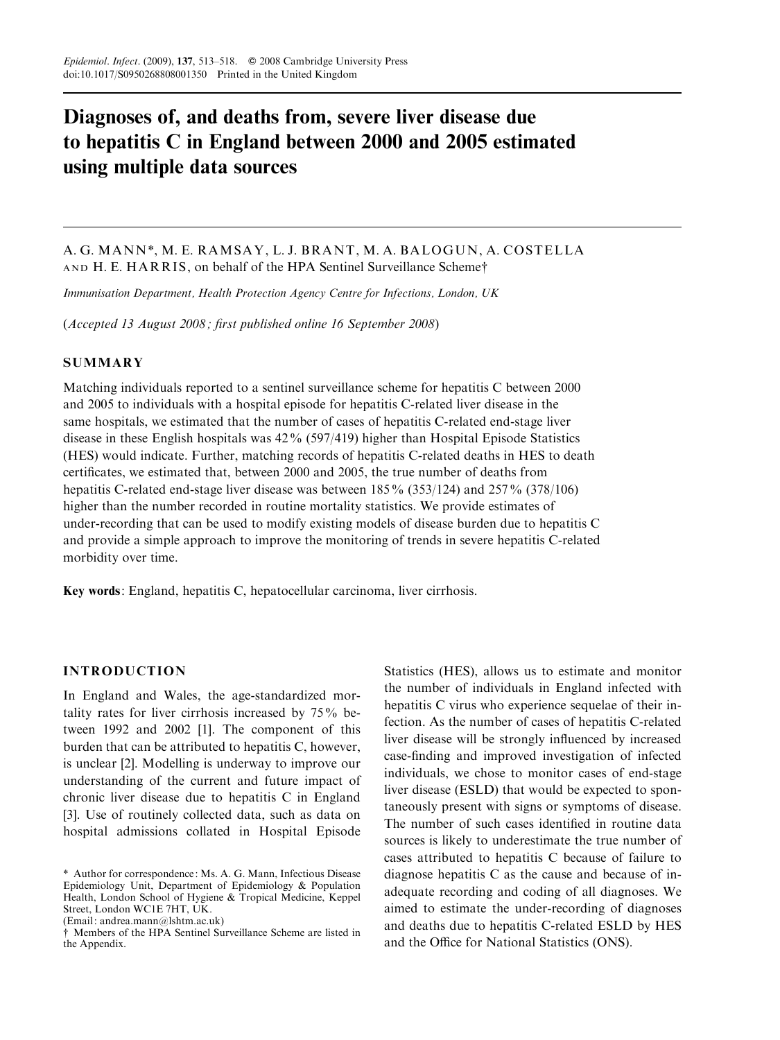# Diagnoses of, and deaths from, severe liver disease due to hepatitis C in England between 2000 and 2005 estimated using multiple data sources

A. G. MANN*, M. E. RAMSAY, L. J. BRANT, M. A. BALOGUN, A. COSTELLA AND H. E. HARRIS, on behalf of the HPA Sentinel Surveillance Scheme†

*Immunisation Department, Health Protection Agency Centre for Infections, London, UK*

(*Accepted 13 August 2008; first published online 16 September 2008*)

## SUMMARY

Matching individuals reported to a sentinel surveillance scheme for hepatitis C between 2000 and 2005 to individuals with a hospital episode for hepatitis C-related liver disease in the same hospitals, we estimated that the number of cases of hepatitis C-related end-stage liver disease in these English hospitals was 42% (597/419) higher than Hospital Episode Statistics (HES) would indicate. Further, matching records of hepatitis C-related deaths in HES to death certificates, we estimated that, between 2000 and 2005, the true number of deaths from hepatitis C-related end-stage liver disease was between 185% (353/124) and 257% (378/106) higher than the number recorded in routine mortality statistics. We provide estimates of under-recording that can be used to modify existing models of disease burden due to hepatitis C and provide a simple approach to improve the monitoring of trends in severe hepatitis C-related morbidity over time.

**Key words**: England, hepatitis C, hepatocellular carcinoma, liver cirrhosis.

## INTRODUCTION

In England and Wales, the age-standardized mortality rates for liver cirrhosis increased by 75% between 1992 and 2002 [1]. The component of this burden that can be attributed to hepatitis C, however, is unclear [2]. Modelling is underway to improve our understanding of the current and future impact of chronic liver disease due to hepatitis C in England [3]. Use of routinely collected data, such as data on hospital admissions collated in Hospital Episode Statistics (HES), allows us to estimate and monitor the number of individuals in England infected with hepatitis C virus who experience sequelae of their infection. As the number of cases of hepatitis C-related liver disease will be strongly influenced by increased case-finding and improved investigation of infected individuals, we chose to monitor cases of end-stage liver disease (ESLD) that would be expected to spontaneously present with signs or symptoms of disease. The number of such cases identified in routine data sources is likely to underestimate the true number of cases attributed to hepatitis C because of failure to diagnose hepatitis C as the cause and because of inadequate recording and coding of all diagnoses. We aimed to estimate the under-recording of diagnoses and deaths due to hepatitis C-related ESLD by HES and the Office for National Statistics (ONS).

\* Author for correspondence: Ms. A. G. Mann, Infectious Disease Epidemiology Unit, Department of Epidemiology & Population Health, London School of Hygiene & Tropical Medicine, Keppel Street, London WC1E 7HT, UK.
(Email: andrea.mann@lshtm.ac.uk)

† Members of the HPA Sentinel Surveillance Scheme are listed in the Appendix.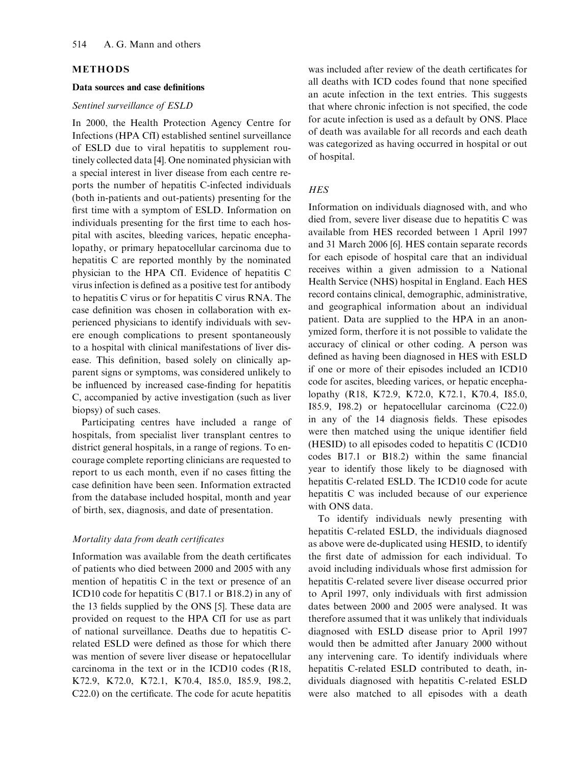## METHODS

### Data sources and case definitions

*Sentinel surveillance of ESLD*

In 2000, the Health Protection Agency Centre for Infections (HPA CfI) established sentinel surveillance of ESLD due to viral hepatitis to supplement routinely collected data [4]. One nominated physician with a special interest in liver disease from each centre reports the number of hepatitis C-infected individuals (both in-patients and out-patients) presenting for the first time with a symptom of ESLD. Information on individuals presenting for the first time to each hospital with ascites, bleeding varices, hepatic encephalopathy, or primary hepatocellular carcinoma due to hepatitis C are reported monthly by the nominated physician to the HPA CfI. Evidence of hepatitis C virus infection is defined as a positive test for antibody to hepatitis C virus or for hepatitis C virus RNA. The case definition was chosen in collaboration with experienced physicians to identify individuals with severe enough complications to present spontaneously to a hospital with clinical manifestations of liver disease. This definition, based solely on clinically apparent signs or symptoms, was considered unlikely to be influenced by increased case-finding for hepatitis C, accompanied by active investigation (such as liver biopsy) of such cases.

Participating centres have included a range of hospitals, from specialist liver transplant centres to district general hospitals, in a range of regions. To encourage complete reporting clinicians are requested to report to us each month, even if no cases fitting the case definition have been seen. Information extracted from the database included hospital, month and year of birth, sex, diagnosis, and date of presentation.

*Mortality data from death certificates*

Information was available from the death certificates of patients who died between 2000 and 2005 with any mention of hepatitis C in the text or presence of an ICD10 code for hepatitis C (B17.1 or B18.2) in any of the 13 fields supplied by the ONS [5]. These data are provided on request to the HPA CfI for use as part of national surveillance. Deaths due to hepatitis C-related ESLD were defined as those for which there was mention of severe liver disease or hepatocellular carcinoma in the text or in the ICD10 codes (R18, K72.9, K72.0, K72.1, K70.4, I85.0, I85.9, I98.2, C22.0) on the certificate. The code for acute hepatitis was included after review of the death certificates for all deaths with ICD codes found that none specified an acute infection in the text entries. This suggests that where chronic infection is not specified, the code for acute infection is used as a default by ONS. Place of death was available for all records and each death was categorized as having occurred in hospital or out of hospital.

*HES*

Information on individuals diagnosed with, and who died from, severe liver disease due to hepatitis C was available from HES recorded between 1 April 1997 and 31 March 2006 [6]. HES contain separate records for each episode of hospital care that an individual receives within a given admission to a National Health Service (NHS) hospital in England. Each HES record contains clinical, demographic, administrative, and geographical information about an individual patient. Data are supplied to the HPA in an anonymized form, therfore it is not possible to validate the accuracy of clinical or other coding. A person was defined as having been diagnosed in HES with ESLD if one or more of their episodes included an ICD10 code for ascites, bleeding varices, or hepatic encephalopathy (R18, K72.9, K72.0, K72.1, K70.4, I85.0, I85.9, I98.2) or hepatocellular carcinoma (C22.0) in any of the 14 diagnosis fields. These episodes were then matched using the unique identifier field (HESID) to all episodes coded to hepatitis C (ICD10 codes B17.1 or B18.2) within the same financial year to identify those likely to be diagnosed with hepatitis C-related ESLD. The ICD10 code for acute hepatitis C was included because of our experience with ONS data.

To identify individuals newly presenting with hepatitis C-related ESLD, the individuals diagnosed as above were de-duplicated using HESID, to identify the first date of admission for each individual. To avoid including individuals whose first admission for hepatitis C-related severe liver disease occurred prior to April 1997, only individuals with first admission dates between 2000 and 2005 were analysed. It was therefore assumed that it was unlikely that individuals diagnosed with ESLD disease prior to April 1997 would then be admitted after January 2000 without any intervening care. To identify individuals where hepatitis C-related ESLD contributed to death, individuals diagnosed with hepatitis C-related ESLD were also matched to all episodes with a death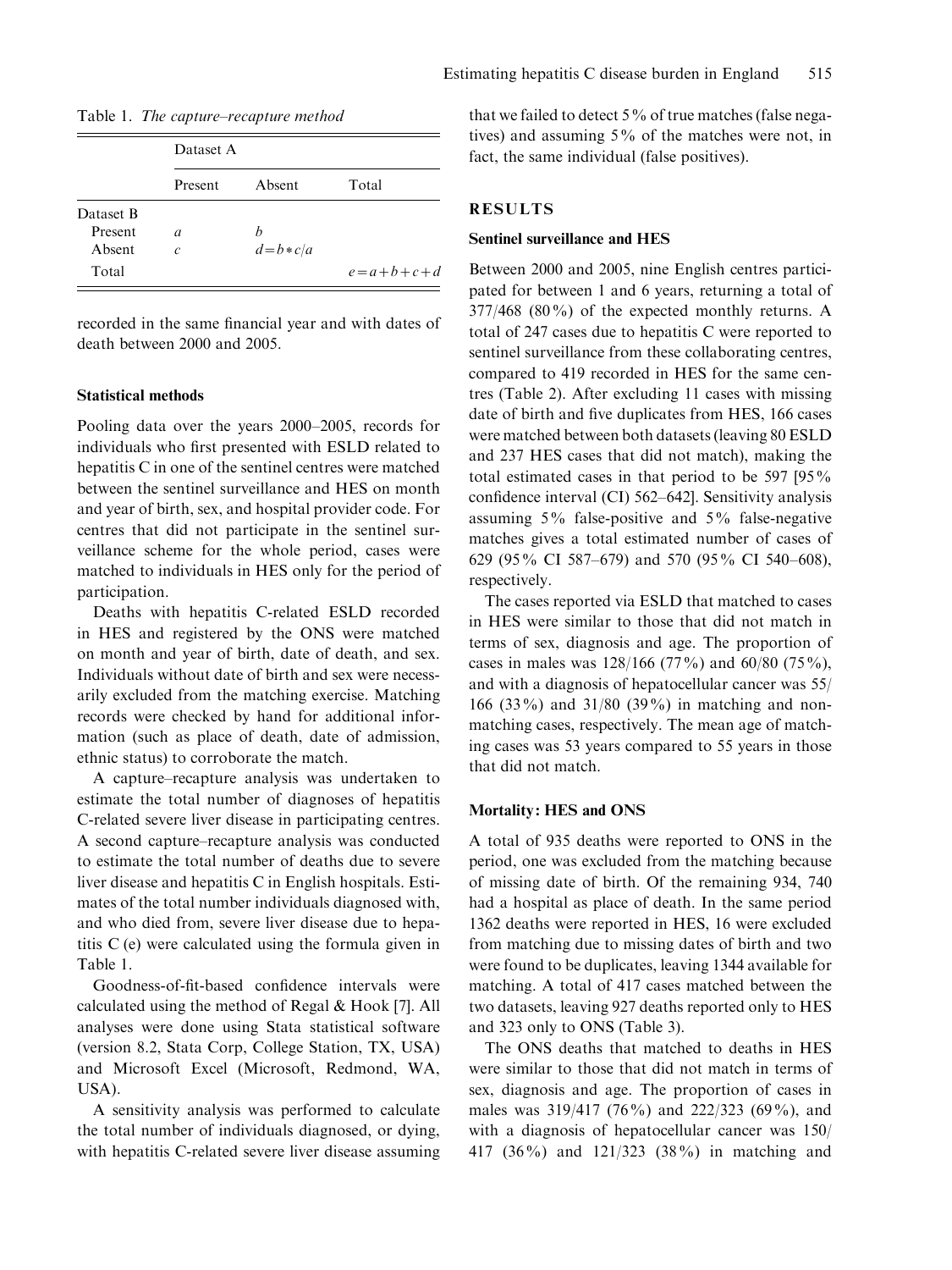Table 1. *The capture–recapture method*

| | Dataset A | | |
|---|---|---|---|
| | Present | Absent | Total |
| Dataset B | | | |
| Present | $a$ | $b$ | |
| Absent | $c$ | $d=b*c/a$ | |
| Total | | | $e=a+b+c+d$ |

recorded in the same financial year and with dates of death between 2000 and 2005.

### Statistical methods

Pooling data over the years 2000–2005, records for individuals who first presented with ESLD related to hepatitis C in one of the sentinel centres were matched between the sentinel surveillance and HES on month and year of birth, sex, and hospital provider code. For centres that did not participate in the sentinel surveillance scheme for the whole period, cases were matched to individuals in HES only for the period of participation.

Deaths with hepatitis C-related ESLD recorded in HES and registered by the ONS were matched on month and year of birth, date of death, and sex. Individuals without date of birth and sex were necessarily excluded from the matching exercise. Matching records were checked by hand for additional information (such as place of death, date of admission, ethnic status) to corroborate the match.

A capture–recapture analysis was undertaken to estimate the total number of diagnoses of hepatitis C-related severe liver disease in participating centres. A second capture–recapture analysis was conducted to estimate the total number of deaths due to severe liver disease and hepatitis C in English hospitals. Estimates of the total number individuals diagnosed with, and who died from, severe liver disease due to hepatitis C (e) were calculated using the formula given in Table 1.

Goodness-of-fit-based confidence intervals were calculated using the method of Regal & Hook [7]. All analyses were done using Stata statistical software (version 8.2, Stata Corp, College Station, TX, USA) and Microsoft Excel (Microsoft, Redmond, WA, USA).

A sensitivity analysis was performed to calculate the total number of individuals diagnosed, or dying, with hepatitis C-related severe liver disease assuming that we failed to detect 5% of true matches (false negatives) and assuming 5% of the matches were not, in fact, the same individual (false positives).

## RESULTS

### Sentinel surveillance and HES

Between 2000 and 2005, nine English centres participated for between 1 and 6 years, returning a total of 377/468 (80%) of the expected monthly returns. A total of 247 cases due to hepatitis C were reported to sentinel surveillance from these collaborating centres, compared to 419 recorded in HES for the same centres (Table 2). After excluding 11 cases with missing date of birth and five duplicates from HES, 166 cases were matched between both datasets (leaving 80 ESLD and 237 HES cases that did not match), making the total estimated cases in that period to be 597 [95% confidence interval (CI) 562–642]. Sensitivity analysis assuming 5% false-positive and 5% false-negative matches gives a total estimated number of cases of 629 (95% CI 587–679) and 570 (95% CI 540–608), respectively.

The cases reported via ESLD that matched to cases in HES were similar to those that did not match in terms of sex, diagnosis and age. The proportion of cases in males was 128/166 (77%) and 60/80 (75%), and with a diagnosis of hepatocellular cancer was 55/166 (33%) and 31/80 (39%) in matching and non-matching cases, respectively. The mean age of matching cases was 53 years compared to 55 years in those that did not match.

### Mortality: HES and ONS

A total of 935 deaths were reported to ONS in the period, one was excluded from the matching because of missing date of birth. Of the remaining 934, 740 had a hospital as place of death. In the same period 1362 deaths were reported in HES, 16 were excluded from matching due to missing dates of birth and two were found to be duplicates, leaving 1344 available for matching. A total of 417 cases matched between the two datasets, leaving 927 deaths reported only to HES and 323 only to ONS (Table 3).

The ONS deaths that matched to deaths in HES were similar to those that did not match in terms of sex, diagnosis and age. The proportion of cases in males was 319/417 (76%) and 222/323 (69%), and with a diagnosis of hepatocellular cancer was 150/417 (36%) and 121/323 (38%) in matching and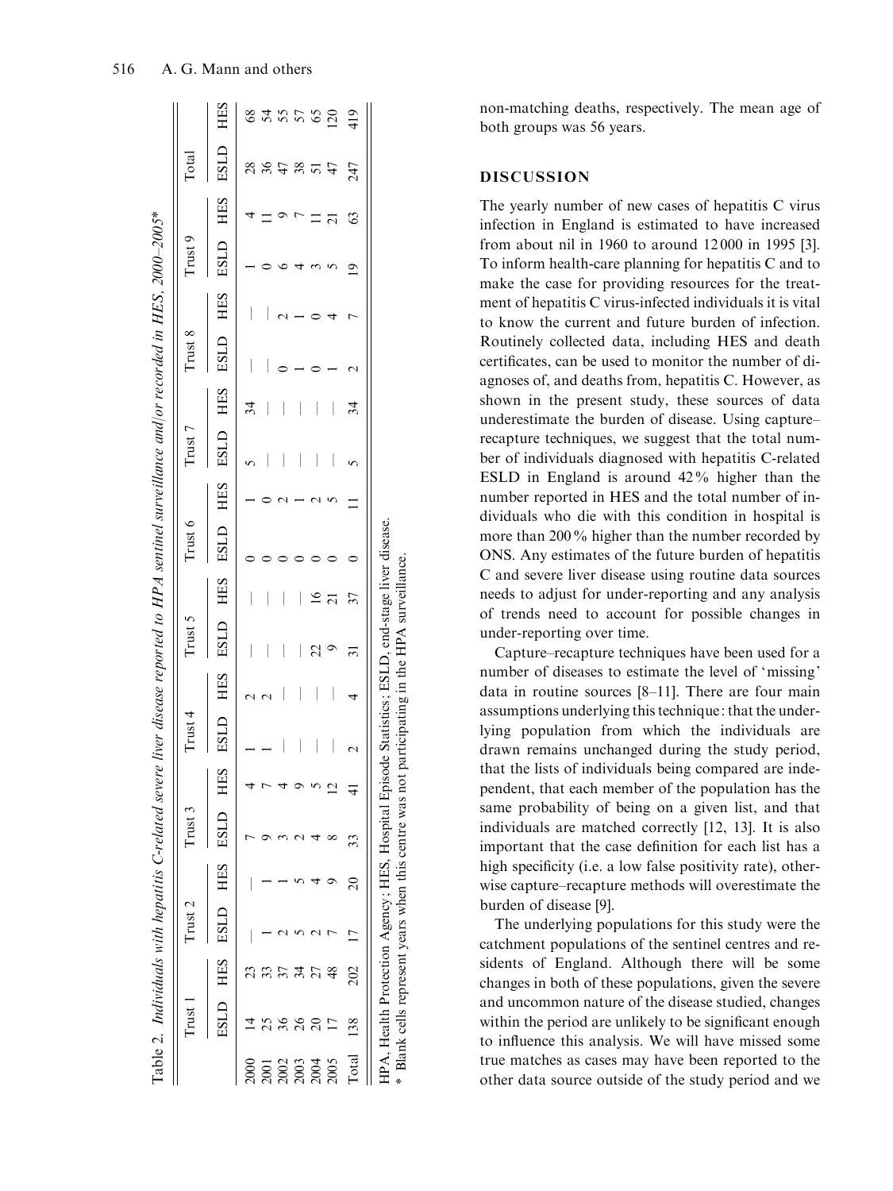Table 2. *Individuals with hepatitis C-related severe liver disease reported to HPA sentinel surveillance and/or recorded in HES, 2000–2005**

| | Trust 1 | | Trust 2 | | Trust 3 | | Trust 4 | | Trust 5 | | Trust 6 | | Trust 7 | | Trust 8 | | Trust 9 | | Total | |
|---|---|---|---|---|---|---|---|---|---|---|---|---|---|---|---|---|---|---|---|---|
| | ESLD | HES | ESLD | HES | ESLD | HES | ESLD | HES | ESLD | HES | ESLD | HES | ESLD | HES | ESLD | HES | ESLD | HES | ESLD | HES |
| 2000 | 14 | 23 | — | — | 7 | 4 | 1 | 2 | — | — | 0 | 1 | 5 | 34 | — | — | 1 | 4 | 28 | 68 |
| 2001 | 25 | 33 | 1 | 1 | 9 | 7 | 1 | 2 | — | — | 0 | 0 | — | — | — | — | 0 | 11 | 36 | 54 |
| 2002 | 36 | 37 | 2 | 1 | 3 | 4 | — | — | — | — | 0 | 2 | — | — | 0 | 2 | 6 | 9 | 47 | 55 |
| 2003 | 26 | 34 | 5 | 5 | 2 | 9 | — | — | — | — | 0 | 1 | — | — | 1 | 1 | 4 | 7 | 38 | 57 |
| 2004 | 20 | 27 | 2 | 4 | 4 | 5 | — | — | 22 | 16 | 0 | 2 | — | — | 0 | 0 | 3 | 11 | 51 | 65 |
| 2005 | 17 | 48 | 7 | 9 | 8 | 12 | — | — | 9 | 21 | 0 | 5 | — | — | 1 | 4 | 5 | 21 | 47 | 120 |
| Total | 138 | 202 | 17 | 20 | 33 | 41 | 2 | 4 | 31 | 37 | 0 | 11 | 5 | 34 | 2 | 7 | 19 | 63 | 247 | 419 |

HPA, Health Protection Agency; HES, Hospital Episode Statistics; ESLD, end-stage liver disease.
* Blank cells represent years when this centre was not participating in the HPA surveillance.

non-matching deaths, respectively. The mean age of both groups was 56 years.

## DISCUSSION

The yearly number of new cases of hepatitis C virus infection in England is estimated to have increased from about nil in 1960 to around 12000 in 1995 [3]. To inform health-care planning for hepatitis C and to make the case for providing resources for the treatment of hepatitis C virus-infected individuals it is vital to know the current and future burden of infection. Routinely collected data, including HES and death certificates, can be used to monitor the number of diagnoses of, and deaths from, hepatitis C. However, as shown in the present study, these sources of data underestimate the burden of disease. Using capture–recapture techniques, we suggest that the total number of individuals diagnosed with hepatitis C-related ESLD in England is around 42% higher than the number reported in HES and the total number of individuals who die with this condition in hospital is more than 200% higher than the number recorded by ONS. Any estimates of the future burden of hepatitis C and severe liver disease using routine data sources needs to adjust for under-reporting and any analysis of trends need to account for possible changes in under-reporting over time.

Capture–recapture techniques have been used for a number of diseases to estimate the level of 'missing' data in routine sources [8–11]. There are four main assumptions underlying this technique: that the underlying population from which the individuals are drawn remains unchanged during the study period, that the lists of individuals being compared are independent, that each member of the population has the same probability of being on a given list, and that individuals are matched correctly [12, 13]. It is also important that the case definition for each list has a high specificity (i.e. a low false positivity rate), otherwise capture–recapture methods will overestimate the burden of disease [9].

The underlying populations for this study were the catchment populations of the sentinel centres and residents of England. Although there will be some changes in both of these populations, given the severe and uncommon nature of the disease studied, changes within the period are unlikely to be significant enough to influence this analysis. We will have missed some true matches as cases may have been reported to the other data source outside of the study period and we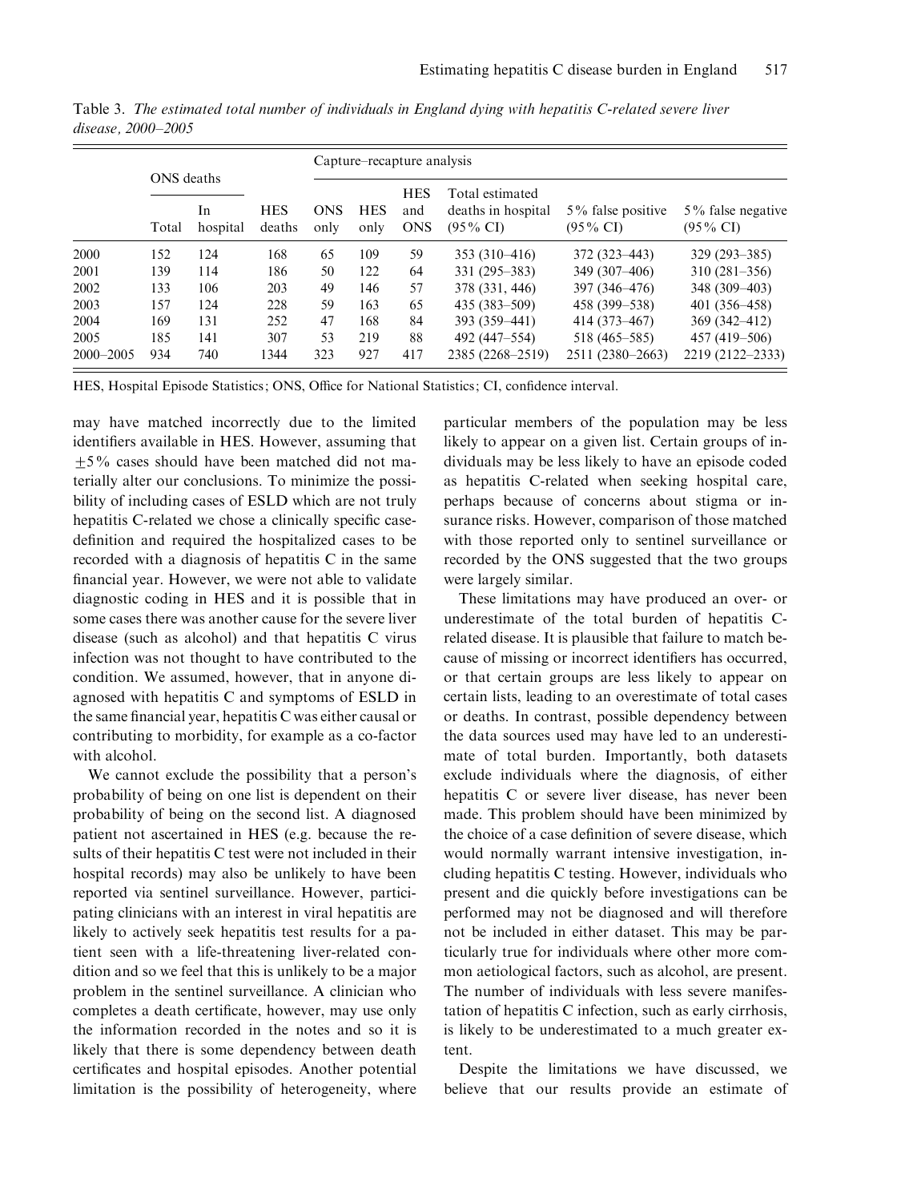Table 3. *The estimated total number of individuals in England dying with hepatitis C-related severe liver disease, 2000–2005*

| | ONS deaths | | | Capture–recapture analysis | | | | | |
|---|---|---|---|---|---|---|---|---|---|
| | Total | In hospital | HES deaths | ONS only | HES only | HES and ONS | Total estimated deaths in hospital (95% CI) | 5% false positive (95% CI) | 5% false negative (95% CI) |
| 2000 | 152 | 124 | 168 | 65 | 109 | 59 | 353 (310–416) | 372 (323–443) | 329 (293–385) |
| 2001 | 139 | 114 | 186 | 50 | 122 | 64 | 331 (295–383) | 349 (307–406) | 310 (281–356) |
| 2002 | 133 | 106 | 203 | 49 | 146 | 57 | 378 (331, 446) | 397 (346–476) | 348 (309–403) |
| 2003 | 157 | 124 | 228 | 59 | 163 | 65 | 435 (383–509) | 458 (399–538) | 401 (356–458) |
| 2004 | 169 | 131 | 252 | 47 | 168 | 84 | 393 (359–441) | 414 (373–467) | 369 (342–412) |
| 2005 | 185 | 141 | 307 | 53 | 219 | 88 | 492 (447–554) | 518 (465–585) | 457 (419–506) |
| 2000–2005 | 934 | 740 | 1344 | 323 | 927 | 417 | 2385 (2268–2519) | 2511 (2380–2663) | 2219 (2122–2333) |

HES, Hospital Episode Statistics; ONS, Office for National Statistics; CI, confidence interval.

may have matched incorrectly due to the limited identifiers available in HES. However, assuming that ±5% cases should have been matched did not materially alter our conclusions. To minimize the possibility of including cases of ESLD which are not truly hepatitis C-related we chose a clinically specific case-definition and required the hospitalized cases to be recorded with a diagnosis of hepatitis C in the same financial year. However, we were not able to validate diagnostic coding in HES and it is possible that in some cases there was another cause for the severe liver disease (such as alcohol) and that hepatitis C virus infection was not thought to have contributed to the condition. We assumed, however, that in anyone diagnosed with hepatitis C and symptoms of ESLD in the same financial year, hepatitis C was either causal or contributing to morbidity, for example as a co-factor with alcohol.

We cannot exclude the possibility that a person's probability of being on one list is dependent on their probability of being on the second list. A diagnosed patient not ascertained in HES (e.g. because the results of their hepatitis C test were not included in their hospital records) may also be unlikely to have been reported via sentinel surveillance. However, participating clinicians with an interest in viral hepatitis are likely to actively seek hepatitis test results for a patient seen with a life-threatening liver-related condition and so we feel that this is unlikely to be a major problem in the sentinel surveillance. A clinician who completes a death certificate, however, may use only the information recorded in the notes and so it is likely that there is some dependency between death certificates and hospital episodes. Another potential limitation is the possibility of heterogeneity, where particular members of the population may be less likely to appear on a given list. Certain groups of individuals may be less likely to have an episode coded as hepatitis C-related when seeking hospital care, perhaps because of concerns about stigma or insurance risks. However, comparison of those matched with those reported only to sentinel surveillance or recorded by the ONS suggested that the two groups were largely similar.

These limitations may have produced an over- or underestimate of the total burden of hepatitis C-related disease. It is plausible that failure to match because of missing or incorrect identifiers has occurred, or that certain groups are less likely to appear on certain lists, leading to an overestimate of total cases or deaths. In contrast, possible dependency between the data sources used may have led to an underestimate of total burden. Importantly, both datasets exclude individuals where the diagnosis, of either hepatitis C or severe liver disease, has never been made. This problem should have been minimized by the choice of a case definition of severe disease, which would normally warrant intensive investigation, including hepatitis C testing. However, individuals who present and die quickly before investigations can be performed may not be diagnosed and will therefore not be included in either dataset. This may be particularly true for individuals where other more common aetiological factors, such as alcohol, are present. The number of individuals with less severe manifestation of hepatitis C infection, such as early cirrhosis, is likely to be underestimated to a much greater extent.

Despite the limitations we have discussed, we believe that our results provide an estimate of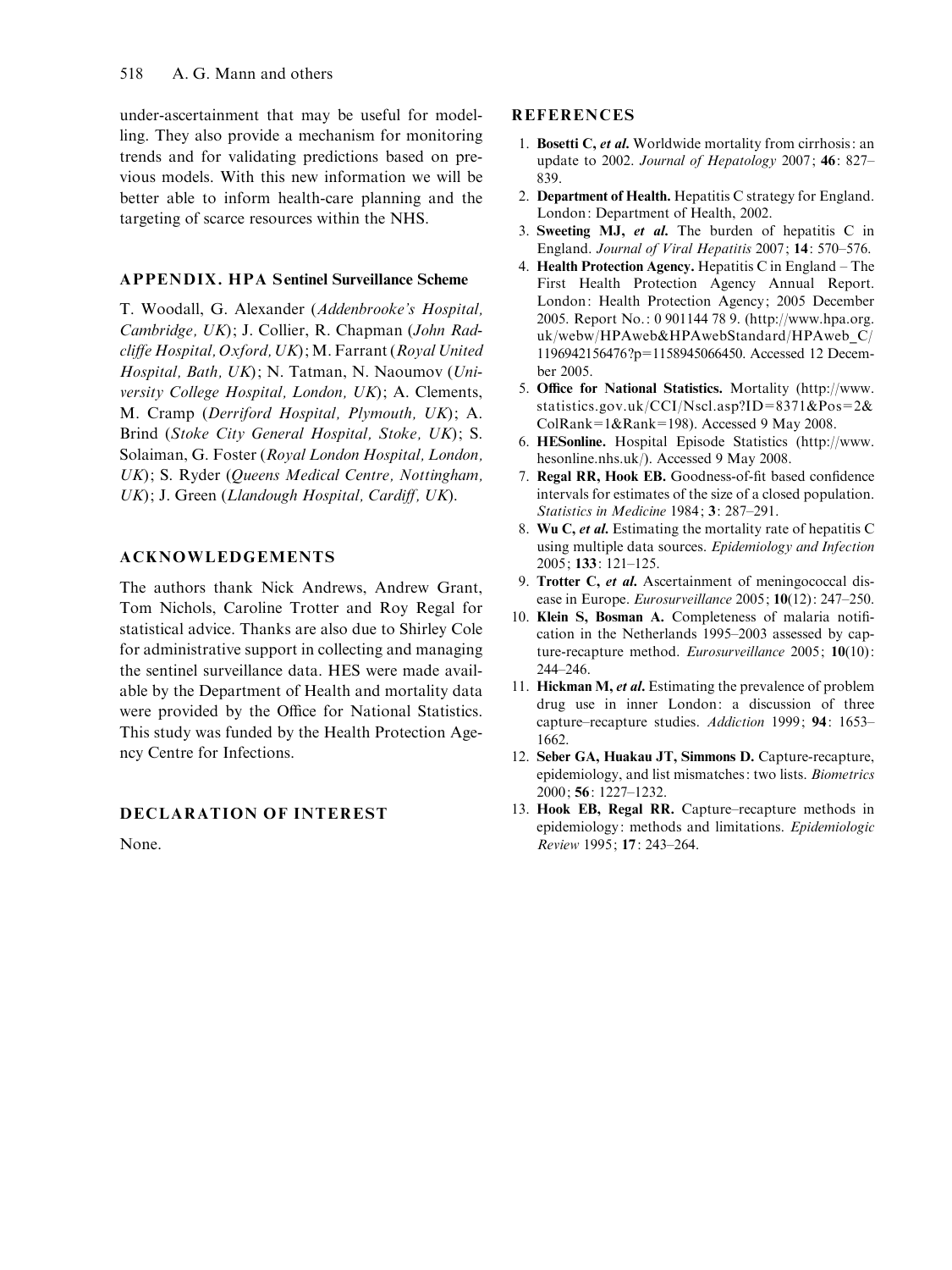under-ascertainment that may be useful for modelling. They also provide a mechanism for monitoring trends and for validating predictions based on previous models. With this new information we will be better able to inform health-care planning and the targeting of scarce resources within the NHS.

## APPENDIX. HPA Sentinel Surveillance Scheme

T. Woodall, G. Alexander (*Addenbrooke's Hospital, Cambridge, UK*); J. Collier, R. Chapman (*John Radcliffe Hospital, Oxford, UK*); M. Farrant (*Royal United Hospital, Bath, UK*); N. Tatman, N. Naoumov (*University College Hospital, London, UK*); A. Clements, M. Cramp (*Derriford Hospital, Plymouth, UK*); A. Brind (*Stoke City General Hospital, Stoke, UK*); S. Solaiman, G. Foster (*Royal London Hospital, London, UK*); S. Ryder (*Queens Medical Centre, Nottingham, UK*); J. Green (*Llandough Hospital, Cardiff, UK*).

## ACKNOWLEDGEMENTS

The authors thank Nick Andrews, Andrew Grant, Tom Nichols, Caroline Trotter and Roy Regal for statistical advice. Thanks are also due to Shirley Cole for administrative support in collecting and managing the sentinel surveillance data. HES were made available by the Department of Health and mortality data were provided by the Office for National Statistics. This study was funded by the Health Protection Agency Centre for Infections.

## DECLARATION OF INTEREST

None.

## REFERENCES

1. **Bosetti C, *et al*.** Worldwide mortality from cirrhosis: an update to 2002. *Journal of Hepatology* 2007; **46**: 827–839.
2. **Department of Health.** Hepatitis C strategy for England. London: Department of Health, 2002.
3. **Sweeting MJ, *et al*.** The burden of hepatitis C in England. *Journal of Viral Hepatitis* 2007; **14**: 570–576.
4. **Health Protection Agency.** Hepatitis C in England – The First Health Protection Agency Annual Report. London: Health Protection Agency; 2005 December 2005. Report No.: 0 901144 78 9. (http://www.hpa.org.uk/webw/HPAweb&HPAwebStandard/HPAweb_C/1196942156476?p=1158945066450. Accessed 12 December 2005.
5. **Office for National Statistics.** Mortality (http://www.statistics.gov.uk/CCI/Nscl.asp?ID=8371&Pos=2&ColRank=1&Rank=198). Accessed 9 May 2008.
6. **HESonline.** Hospital Episode Statistics (http://www.hesonline.nhs.uk/). Accessed 9 May 2008.
7. **Regal RR, Hook EB.** Goodness-of-fit based confidence intervals for estimates of the size of a closed population. *Statistics in Medicine* 1984; **3**: 287–291.
8. **Wu C, *et al*.** Estimating the mortality rate of hepatitis C using multiple data sources. *Epidemiology and Infection* 2005; **133**: 121–125.
9. **Trotter C, *et al*.** Ascertainment of meningococcal disease in Europe. *Eurosurveillance* 2005; **10**(12): 247–250.
10. **Klein S, Bosman A.** Completeness of malaria notification in the Netherlands 1995–2003 assessed by capture-recapture method. *Eurosurveillance* 2005; **10**(10): 244–246.
11. **Hickman M, *et al*.** Estimating the prevalence of problem drug use in inner London: a discussion of three capture–recapture studies. *Addiction* 1999; **94**: 1653–1662.
12. **Seber GA, Huakau JT, Simmons D.** Capture-recapture, epidemiology, and list mismatches: two lists. *Biometrics* 2000; **56**: 1227–1232.
13. **Hook EB, Regal RR.** Capture–recapture methods in epidemiology: methods and limitations. *Epidemiologic Review* 1995; **17**: 243–264.